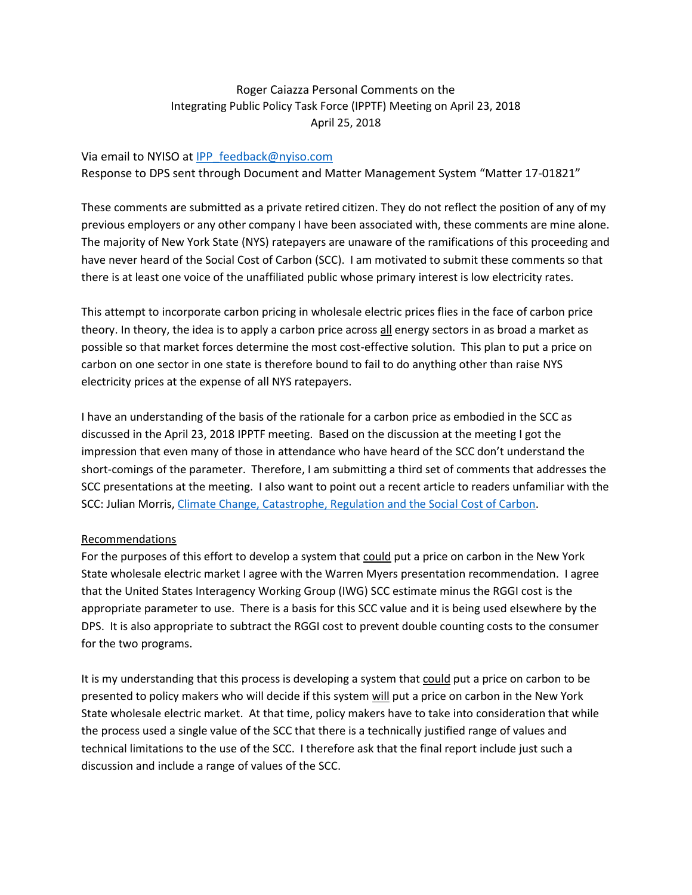Roger Caiazza Personal Comments on the
Integrating Public Policy Task Force (IPPTF) Meeting on April 23, 2018
April 25, 2018

Via email to NYISO at IPP_feedback@nyiso.com
Response to DPS sent through Document and Matter Management System "Matter 17-01821"

These comments are submitted as a private retired citizen. They do not reflect the position of any of my previous employers or any other company I have been associated with, these comments are mine alone. The majority of New York State (NYS) ratepayers are unaware of the ramifications of this proceeding and have never heard of the Social Cost of Carbon (SCC). I am motivated to submit these comments so that there is at least one voice of the unaffiliated public whose primary interest is low electricity rates.

This attempt to incorporate carbon pricing in wholesale electric prices flies in the face of carbon price theory. In theory, the idea is to apply a carbon price across all energy sectors in as broad a market as possible so that market forces determine the most cost-effective solution. This plan to put a price on carbon on one sector in one state is therefore bound to fail to do anything other than raise NYS electricity prices at the expense of all NYS ratepayers.

I have an understanding of the basis of the rationale for a carbon price as embodied in the SCC as discussed in the April 23, 2018 IPPTF meeting. Based on the discussion at the meeting I got the impression that even many of those in attendance who have heard of the SCC don't understand the short-comings of the parameter. Therefore, I am submitting a third set of comments that addresses the SCC presentations at the meeting. I also want to point out a recent article to readers unfamiliar with the SCC: Julian Morris, Climate Change, Catastrophe, Regulation and the Social Cost of Carbon.

Recommendations

For the purposes of this effort to develop a system that could put a price on carbon in the New York State wholesale electric market I agree with the Warren Myers presentation recommendation. I agree that the United States Interagency Working Group (IWG) SCC estimate minus the RGGI cost is the appropriate parameter to use. There is a basis for this SCC value and it is being used elsewhere by the DPS. It is also appropriate to subtract the RGGI cost to prevent double counting costs to the consumer for the two programs.

It is my understanding that this process is developing a system that could put a price on carbon to be presented to policy makers who will decide if this system will put a price on carbon in the New York State wholesale electric market. At that time, policy makers have to take into consideration that while the process used a single value of the SCC that there is a technically justified range of values and technical limitations to the use of the SCC. I therefore ask that the final report include just such a discussion and include a range of values of the SCC.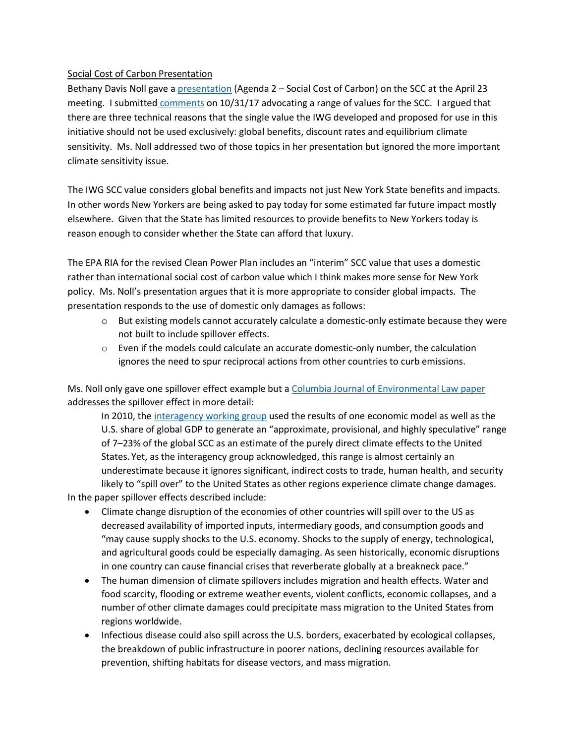Social Cost of Carbon Presentation

Bethany Davis Noll gave a presentation (Agenda 2 – Social Cost of Carbon) on the SCC at the April 23 meeting. I submitted comments on 10/31/17 advocating a range of values for the SCC. I argued that there are three technical reasons that the single value the IWG developed and proposed for use in this initiative should not be used exclusively: global benefits, discount rates and equilibrium climate sensitivity. Ms. Noll addressed two of those topics in her presentation but ignored the more important climate sensitivity issue.

The IWG SCC value considers global benefits and impacts not just New York State benefits and impacts. In other words New Yorkers are being asked to pay today for some estimated far future impact mostly elsewhere. Given that the State has limited resources to provide benefits to New Yorkers today is reason enough to consider whether the State can afford that luxury.

The EPA RIA for the revised Clean Power Plan includes an "interim" SCC value that uses a domestic rather than international social cost of carbon value which I think makes more sense for New York policy. Ms. Noll's presentation argues that it is more appropriate to consider global impacts. The presentation responds to the use of domestic only damages as follows:

- But existing models cannot accurately calculate a domestic-only estimate because they were not built to include spillover effects.
- Even if the models could calculate an accurate domestic-only number, the calculation ignores the need to spur reciprocal actions from other countries to curb emissions.

Ms. Noll only gave one spillover effect example but a Columbia Journal of Environmental Law paper addresses the spillover effect in more detail:

> In 2010, the interagency working group used the results of one economic model as well as the U.S. share of global GDP to generate an "approximate, provisional, and highly speculative" range of 7–23% of the global SCC as an estimate of the purely direct climate effects to the United States. Yet, as the interagency group acknowledged, this range is almost certainly an underestimate because it ignores significant, indirect costs to trade, human health, and security likely to "spill over" to the United States as other regions experience climate change damages.

In the paper spillover effects described include:

- Climate change disruption of the economies of other countries will spill over to the US as decreased availability of imported inputs, intermediary goods, and consumption goods and "may cause supply shocks to the U.S. economy. Shocks to the supply of energy, technological, and agricultural goods could be especially damaging. As seen historically, economic disruptions in one country can cause financial crises that reverberate globally at a breakneck pace."
- The human dimension of climate spillovers includes migration and health effects. Water and food scarcity, flooding or extreme weather events, violent conflicts, economic collapses, and a number of other climate damages could precipitate mass migration to the United States from regions worldwide.
- Infectious disease could also spill across the U.S. borders, exacerbated by ecological collapses, the breakdown of public infrastructure in poorer nations, declining resources available for prevention, shifting habitats for disease vectors, and mass migration.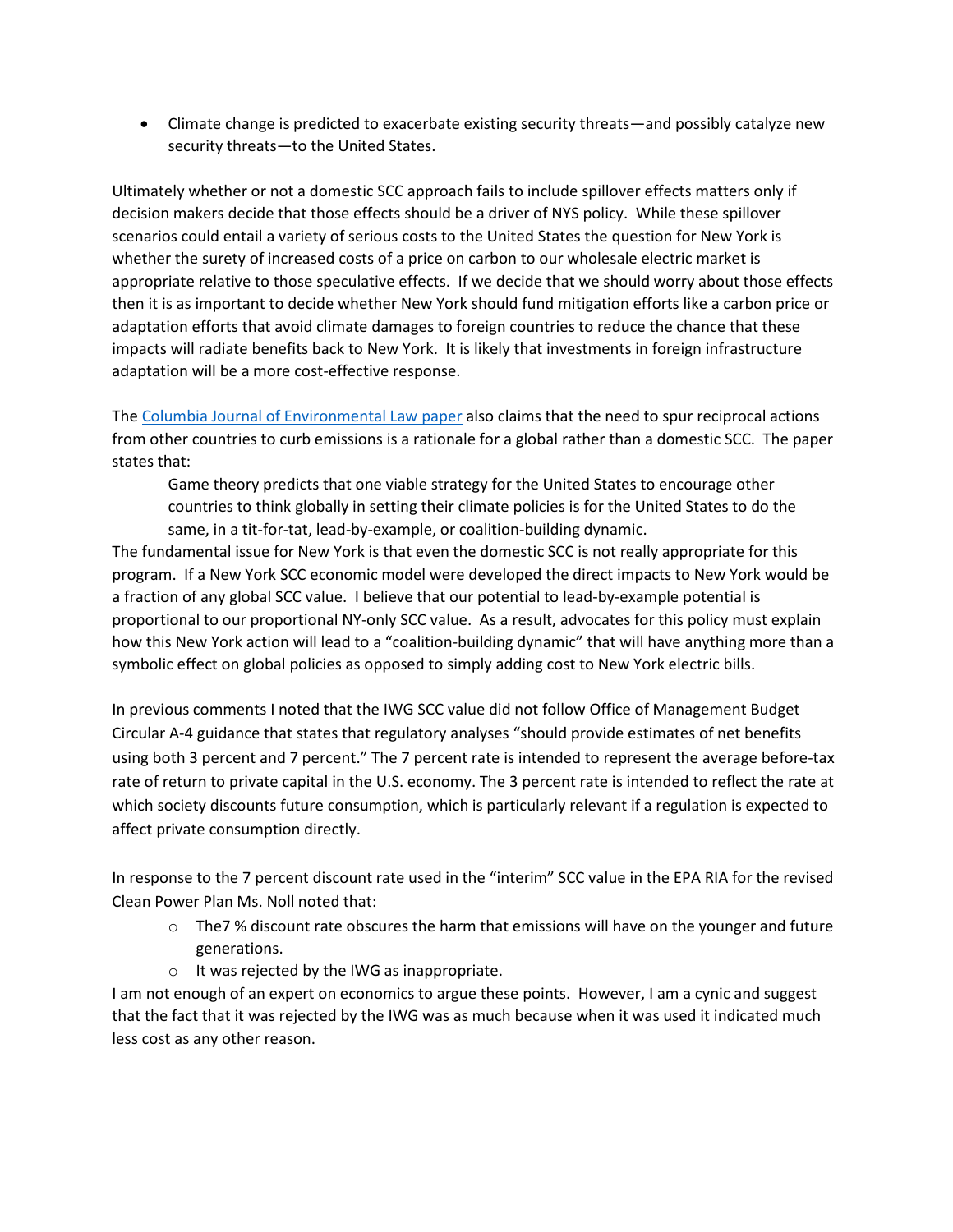- Climate change is predicted to exacerbate existing security threats—and possibly catalyze new security threats—to the United States.

Ultimately whether or not a domestic SCC approach fails to include spillover effects matters only if decision makers decide that those effects should be a driver of NYS policy. While these spillover scenarios could entail a variety of serious costs to the United States the question for New York is whether the surety of increased costs of a price on carbon to our wholesale electric market is appropriate relative to those speculative effects. If we decide that we should worry about those effects then it is as important to decide whether New York should fund mitigation efforts like a carbon price or adaptation efforts that avoid climate damages to foreign countries to reduce the chance that these impacts will radiate benefits back to New York. It is likely that investments in foreign infrastructure adaptation will be a more cost-effective response.

The Columbia Journal of Environmental Law paper also claims that the need to spur reciprocal actions from other countries to curb emissions is a rationale for a global rather than a domestic SCC. The paper states that:

> Game theory predicts that one viable strategy for the United States to encourage other countries to think globally in setting their climate policies is for the United States to do the same, in a tit-for-tat, lead-by-example, or coalition-building dynamic.

The fundamental issue for New York is that even the domestic SCC is not really appropriate for this program. If a New York SCC economic model were developed the direct impacts to New York would be a fraction of any global SCC value. I believe that our potential to lead-by-example potential is proportional to our proportional NY-only SCC value. As a result, advocates for this policy must explain how this New York action will lead to a "coalition-building dynamic" that will have anything more than a symbolic effect on global policies as opposed to simply adding cost to New York electric bills.

In previous comments I noted that the IWG SCC value did not follow Office of Management Budget Circular A-4 guidance that states that regulatory analyses "should provide estimates of net benefits using both 3 percent and 7 percent." The 7 percent rate is intended to represent the average before-tax rate of return to private capital in the U.S. economy. The 3 percent rate is intended to reflect the rate at which society discounts future consumption, which is particularly relevant if a regulation is expected to affect private consumption directly.

In response to the 7 percent discount rate used in the "interim" SCC value in the EPA RIA for the revised Clean Power Plan Ms. Noll noted that:

- The7 % discount rate obscures the harm that emissions will have on the younger and future generations.
- It was rejected by the IWG as inappropriate.

I am not enough of an expert on economics to argue these points. However, I am a cynic and suggest that the fact that it was rejected by the IWG was as much because when it was used it indicated much less cost as any other reason.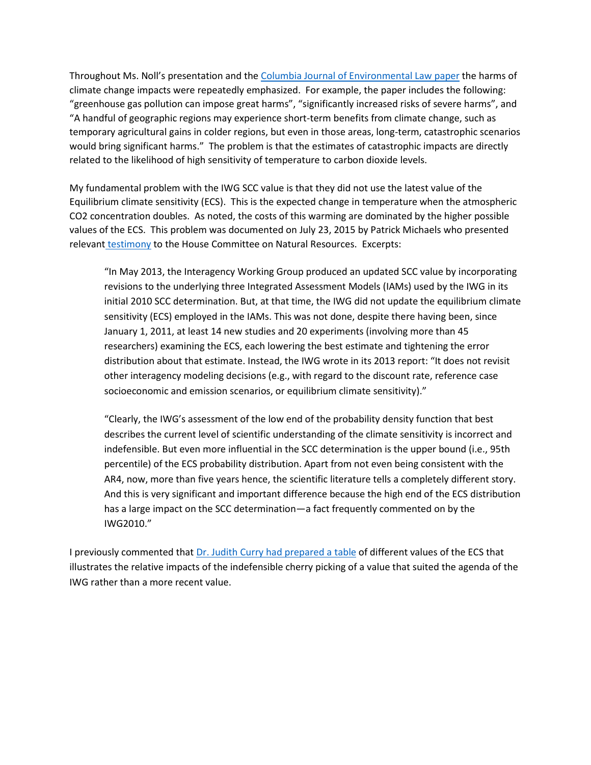Throughout Ms. Noll's presentation and the Columbia Journal of Environmental Law paper the harms of climate change impacts were repeatedly emphasized. For example, the paper includes the following: "greenhouse gas pollution can impose great harms", "significantly increased risks of severe harms", and "A handful of geographic regions may experience short-term benefits from climate change, such as temporary agricultural gains in colder regions, but even in those areas, long-term, catastrophic scenarios would bring significant harms." The problem is that the estimates of catastrophic impacts are directly related to the likelihood of high sensitivity of temperature to carbon dioxide levels.

My fundamental problem with the IWG SCC value is that they did not use the latest value of the Equilibrium climate sensitivity (ECS). This is the expected change in temperature when the atmospheric CO2 concentration doubles. As noted, the costs of this warming are dominated by the higher possible values of the ECS. This problem was documented on July 23, 2015 by Patrick Michaels who presented relevant testimony to the House Committee on Natural Resources. Excerpts:

> "In May 2013, the Interagency Working Group produced an updated SCC value by incorporating revisions to the underlying three Integrated Assessment Models (IAMs) used by the IWG in its initial 2010 SCC determination. But, at that time, the IWG did not update the equilibrium climate sensitivity (ECS) employed in the IAMs. This was not done, despite there having been, since January 1, 2011, at least 14 new studies and 20 experiments (involving more than 45 researchers) examining the ECS, each lowering the best estimate and tightening the error distribution about that estimate. Instead, the IWG wrote in its 2013 report: "It does not revisit other interagency modeling decisions (e.g., with regard to the discount rate, reference case socioeconomic and emission scenarios, or equilibrium climate sensitivity)."
>
> "Clearly, the IWG's assessment of the low end of the probability density function that best describes the current level of scientific understanding of the climate sensitivity is incorrect and indefensible. But even more influential in the SCC determination is the upper bound (i.e., 95th percentile) of the ECS probability distribution. Apart from not even being consistent with the AR4, now, more than five years hence, the scientific literature tells a completely different story. And this is very significant and important difference because the high end of the ECS distribution has a large impact on the SCC determination—a fact frequently commented on by the IWG2010."

I previously commented that Dr. Judith Curry had prepared a table of different values of the ECS that illustrates the relative impacts of the indefensible cherry picking of a value that suited the agenda of the IWG rather than a more recent value.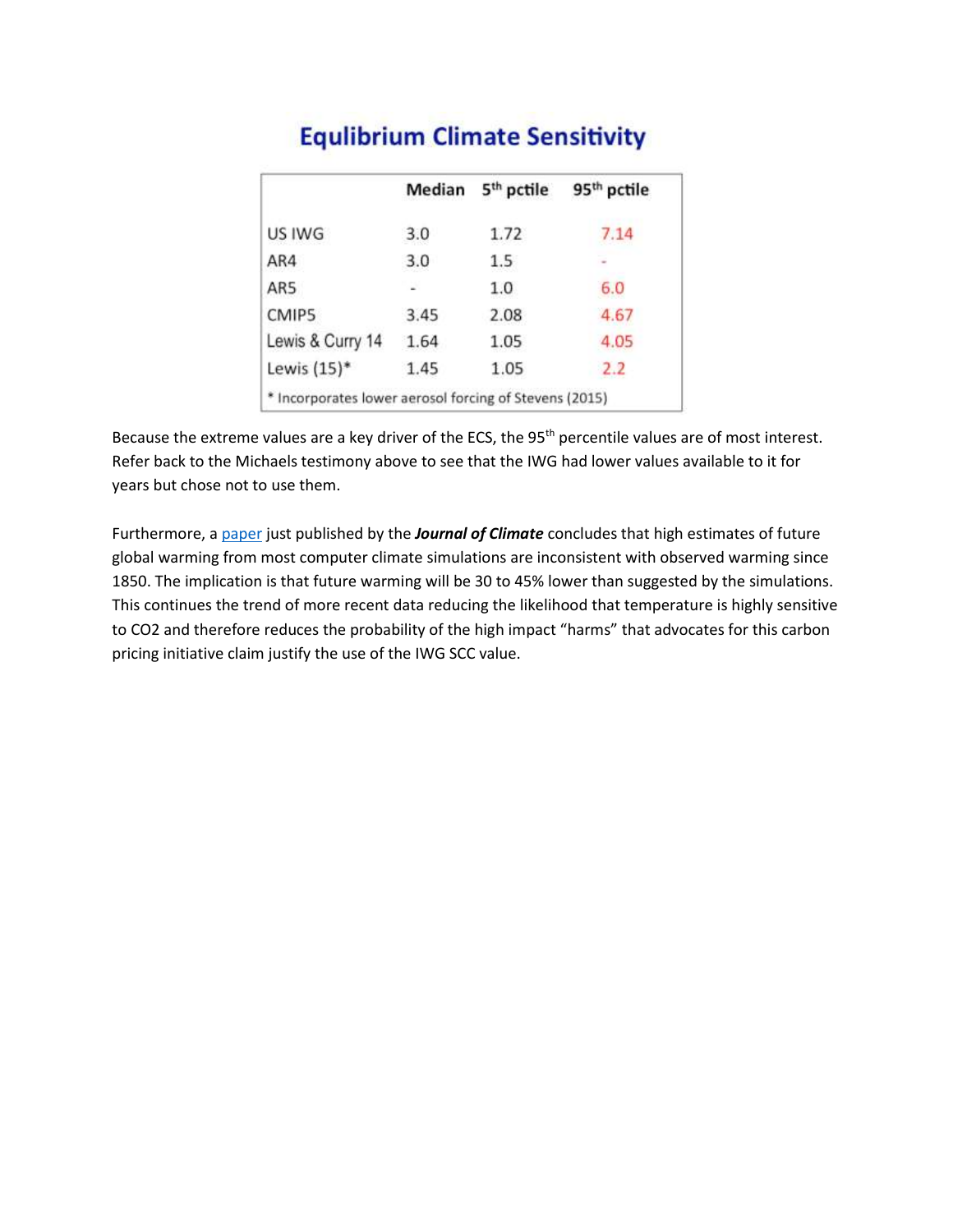## Equlibrium Climate Sensitivity

| | Median | 5th pctile | 95th pctile |
|---|---|---|---|
| US IWG | 3.0 | 1.72 | 7.14 |
| AR4 | 3.0 | 1.5 | - |
| AR5 | - | 1.0 | 6.0 |
| CMIP5 | 3.45 | 2.08 | 4.67 |
| Lewis & Curry 14 | 1.64 | 1.05 | 4.05 |
| Lewis (15)* | 1.45 | 1.05 | 2.2 |

\* Incorporates lower aerosol forcing of Stevens (2015)

Because the extreme values are a key driver of the ECS, the 95th percentile values are of most interest. Refer back to the Michaels testimony above to see that the IWG had lower values available to it for years but chose not to use them.

Furthermore, a paper just published by the ***Journal of Climate*** concludes that high estimates of future global warming from most computer climate simulations are inconsistent with observed warming since 1850. The implication is that future warming will be 30 to 45% lower than suggested by the simulations. This continues the trend of more recent data reducing the likelihood that temperature is highly sensitive to $CO_2$ and therefore reduces the probability of the high impact "harms" that advocates for this carbon pricing initiative claim justify the use of the IWG SCC value.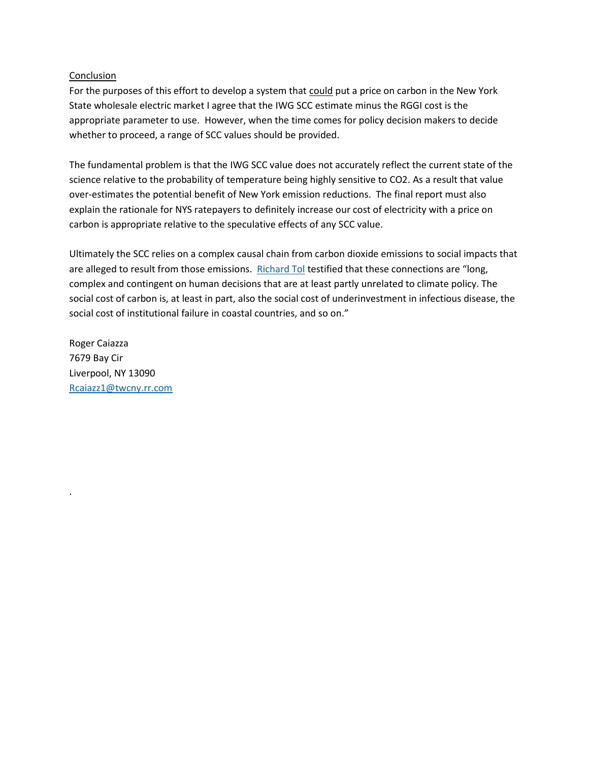Conclusion

For the purposes of this effort to develop a system that could put a price on carbon in the New York State wholesale electric market I agree that the IWG SCC estimate minus the RGGI cost is the appropriate parameter to use. However, when the time comes for policy decision makers to decide whether to proceed, a range of SCC values should be provided.

The fundamental problem is that the IWG SCC value does not accurately reflect the current state of the science relative to the probability of temperature being highly sensitive to CO2. As a result that value over-estimates the potential benefit of New York emission reductions. The final report must also explain the rationale for NYS ratepayers to definitely increase our cost of electricity with a price on carbon is appropriate relative to the speculative effects of any SCC value.

Ultimately the SCC relies on a complex causal chain from carbon dioxide emissions to social impacts that are alleged to result from those emissions. Richard Tol testified that these connections are "long, complex and contingent on human decisions that are at least partly unrelated to climate policy. The social cost of carbon is, at least in part, also the social cost of underinvestment in infectious disease, the social cost of institutional failure in coastal countries, and so on."

Roger Caiazza
7679 Bay Cir
Liverpool, NY 13090
Rcaiazz1@twcny.rr.com

.